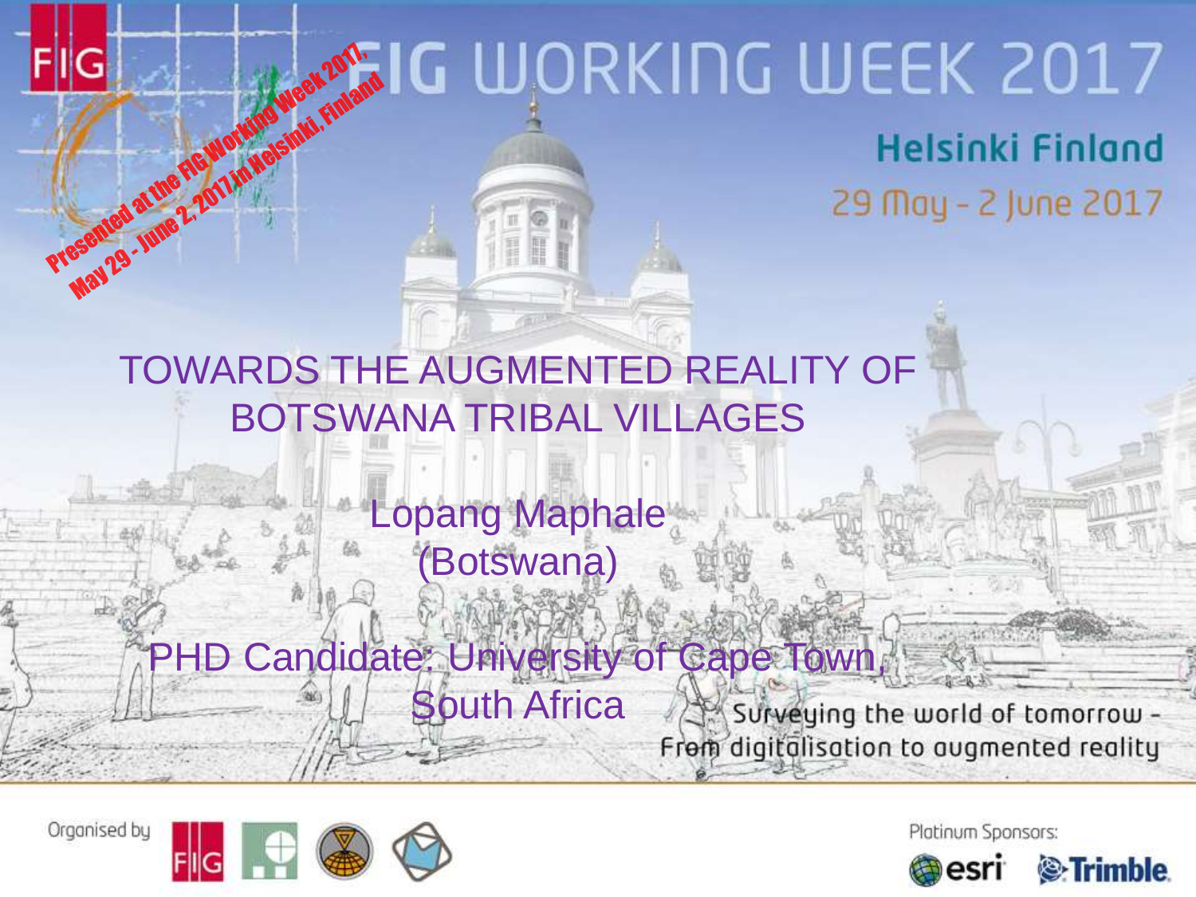Presented at the FIG Working Week 2017, May 29 - June 2, 2017 in Helsinki, Finland

# FIG WORKING WEEK 2017

**Helsinki Finland**

29 May - 2 June 2017

# TOWARDS THE AUGMENTED REALITY OF BOTSWANA TRIBAL VILLAGES

Lopang Maphale
(Botswana)

PHD Candidate: University of Cape Town, South Africa

Surveying the world of tomorrow - From digitalisation to augmented reality

Organised by

Platinum Sponsors:

esri Trimble.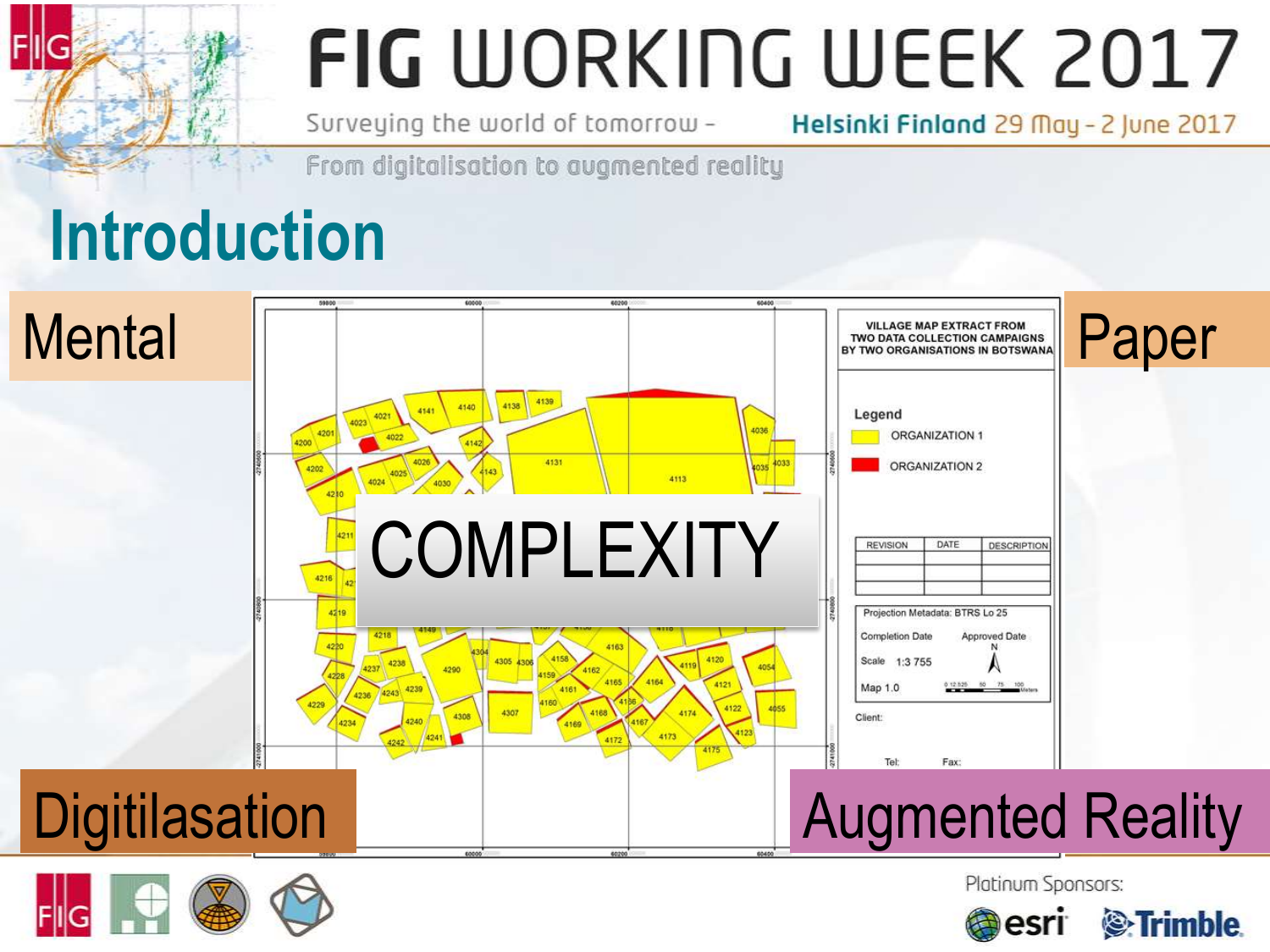# Introduction

Mental

Paper

VILLAGE MAP EXTRACT FROM TWO DATA COLLECTION CAMPAIGNS BY TWO ORGANISATIONS IN BOTSWANA

Legend

- ORGANIZATION 1
- ORGANIZATION 2

| REVISION | DATE | DESCRIPTION |
| --- | --- | --- |
| | | |
| | | |

Projection Metadata: BTRS Lo 25

Completion Date

Approved Date

Scale 1:3 755

Map 1.0

Client:

Tel:

Fax:

COMPLEXITY

Digitilasation

Augmented Reality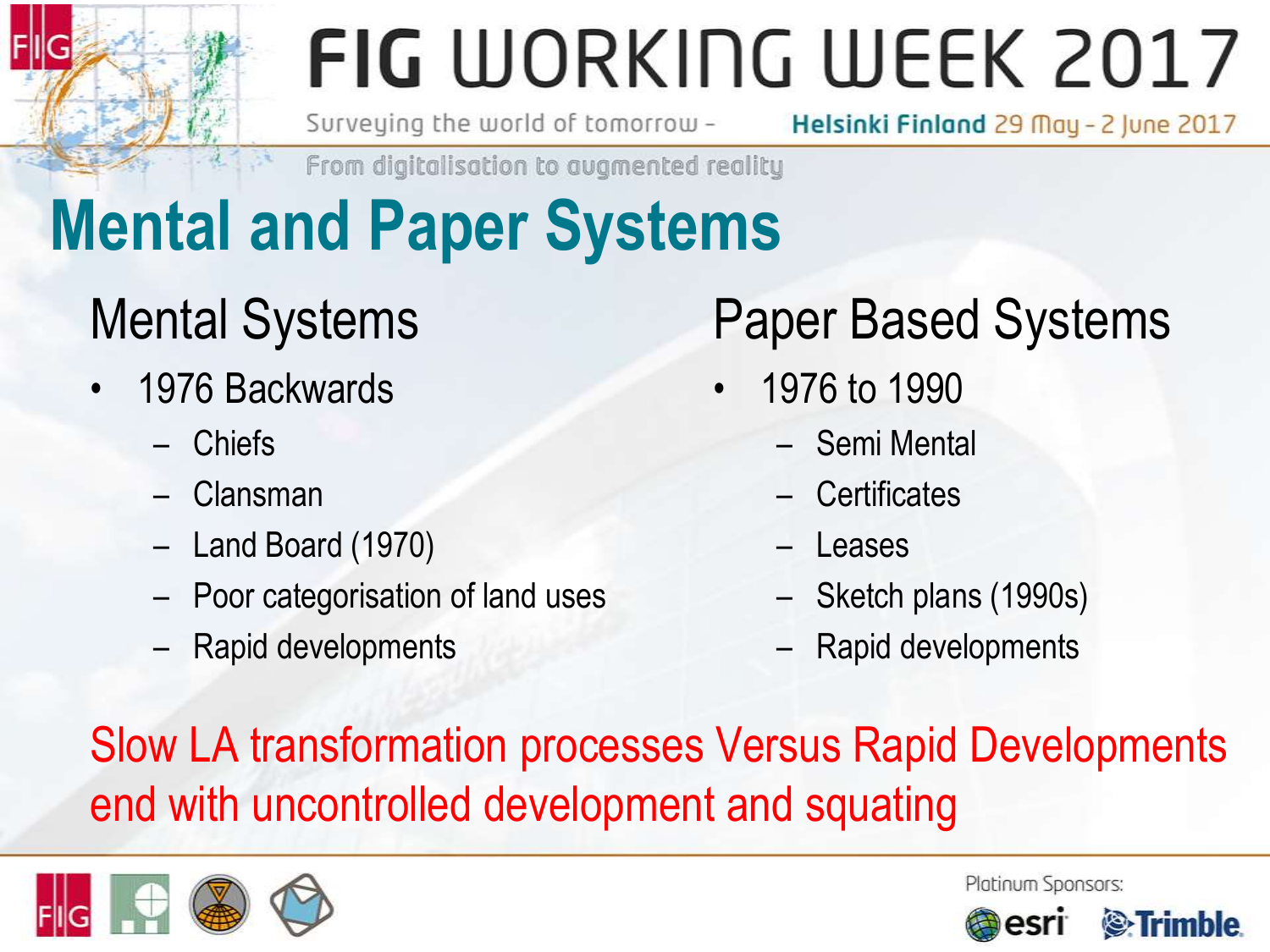# Mental and Paper Systems

## Mental Systems

- 1976 Backwards
  - Chiefs
  - Clansman
  - Land Board (1970)
  - Poor categorisation of land uses
  - Rapid developments

## Paper Based Systems

- 1976 to 1990
  - Semi Mental
  - Certificates
  - Leases
  - Sketch plans (1990s)
  - Rapid developments

Slow LA transformation processes Versus Rapid Developments end with uncontrolled development and squating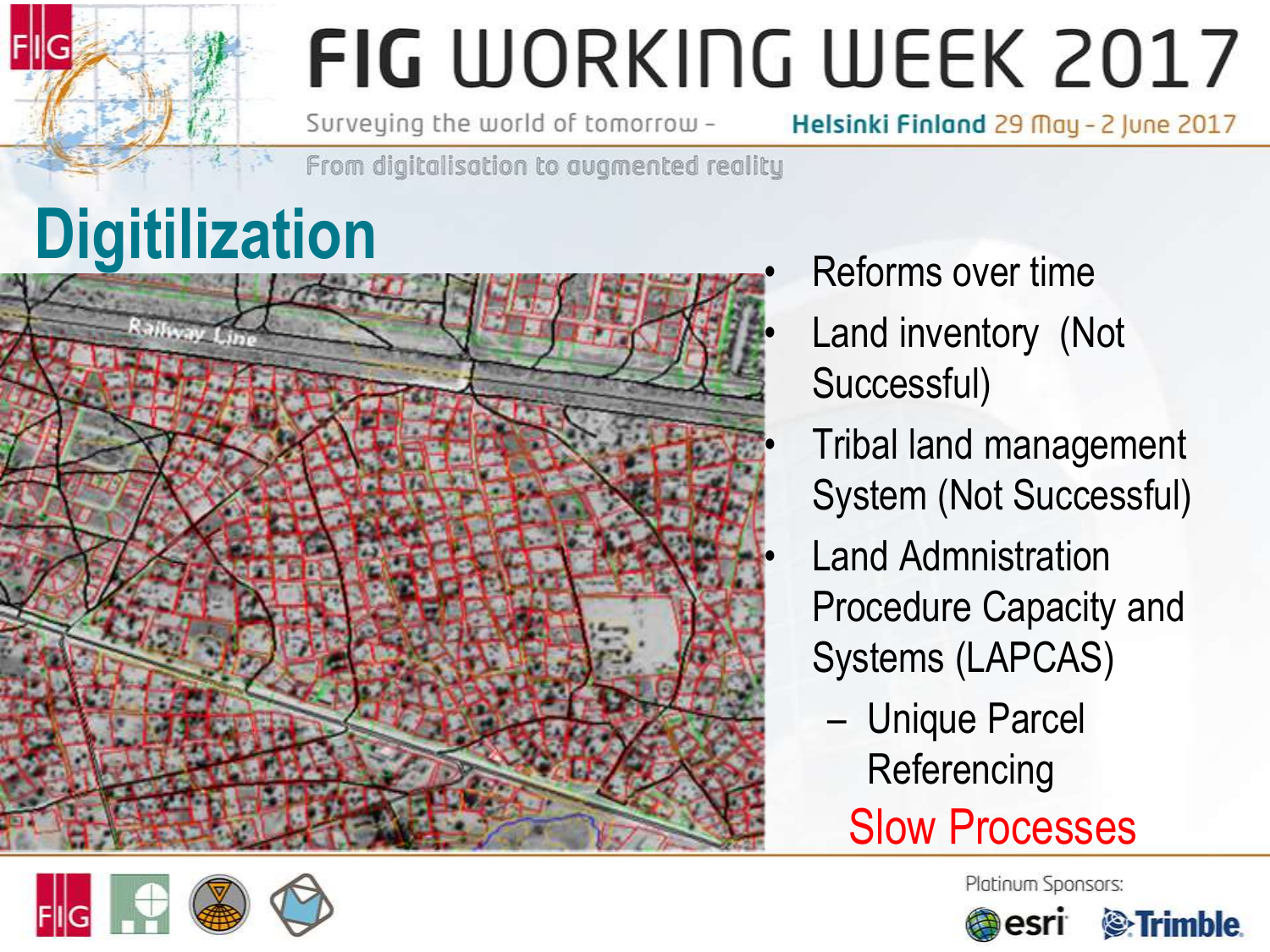# Digitilization

- Reforms over time
- Land inventory (Not Successful)
- Tribal land management System (Not Successful)
- Land Admnistration Procedure Capacity and Systems (LAPCAS)
  - Unique Parcel Referencing

Slow Processes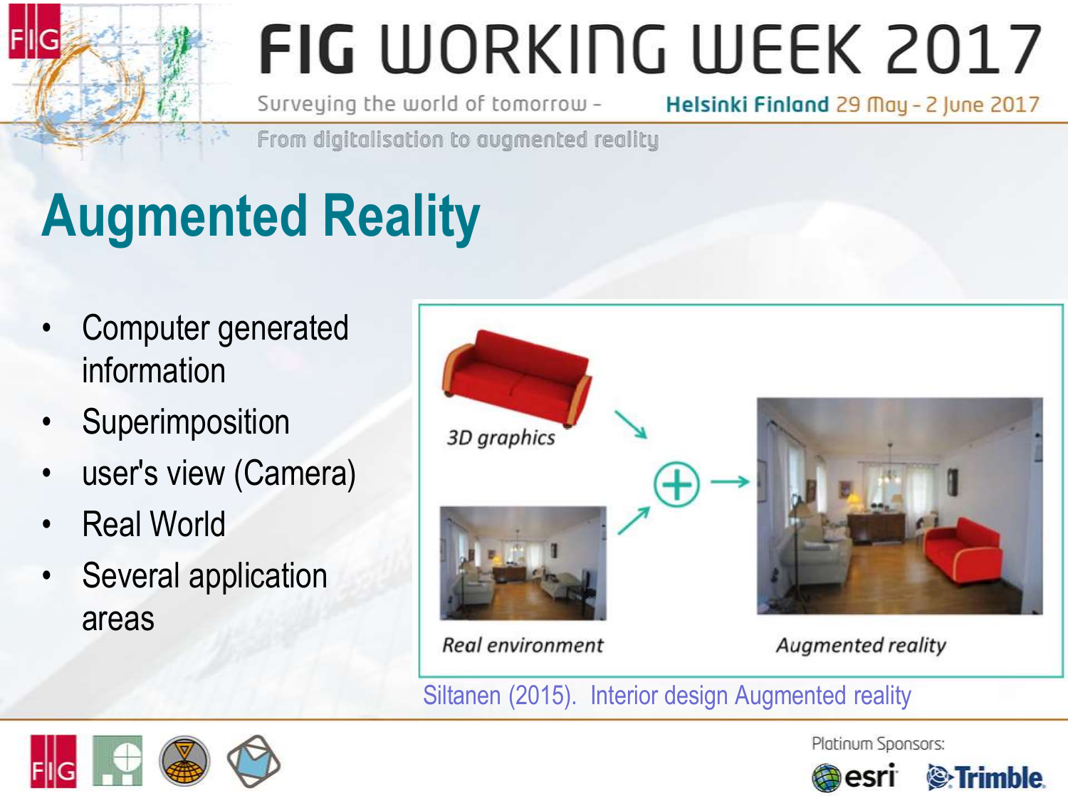# Augmented Reality

- Computer generated information
- Superimposition
- user's view (Camera)
- Real World
- Several application areas

3D graphics

Real environment

Augmented reality

Siltanen (2015). Interior design Augmented reality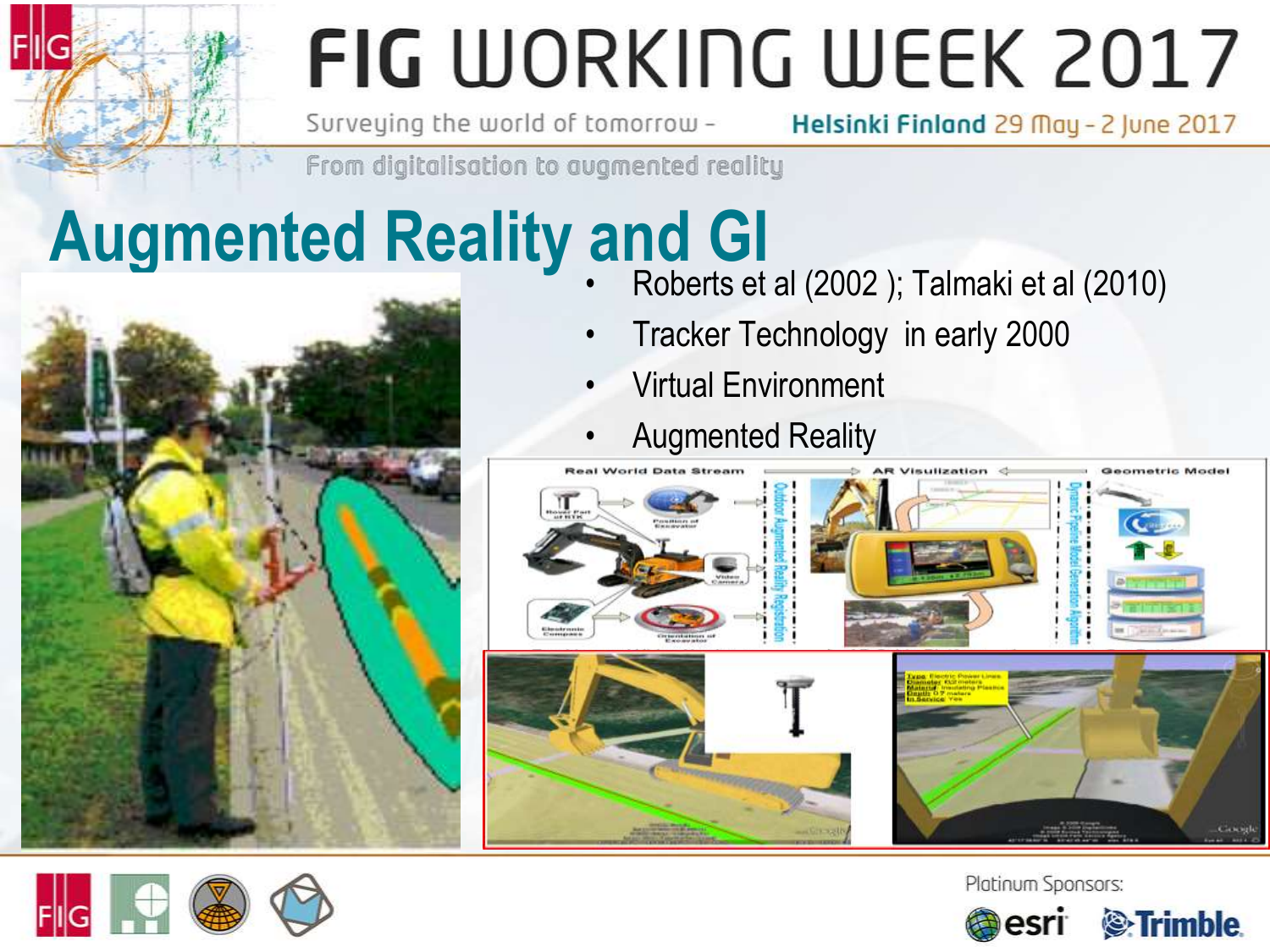# Augmented Reality and GI

- Roberts et al (2002 ); Talmaki et al (2010)
- Tracker Technology in early 2000
- Virtual Environment
- Augmented Reality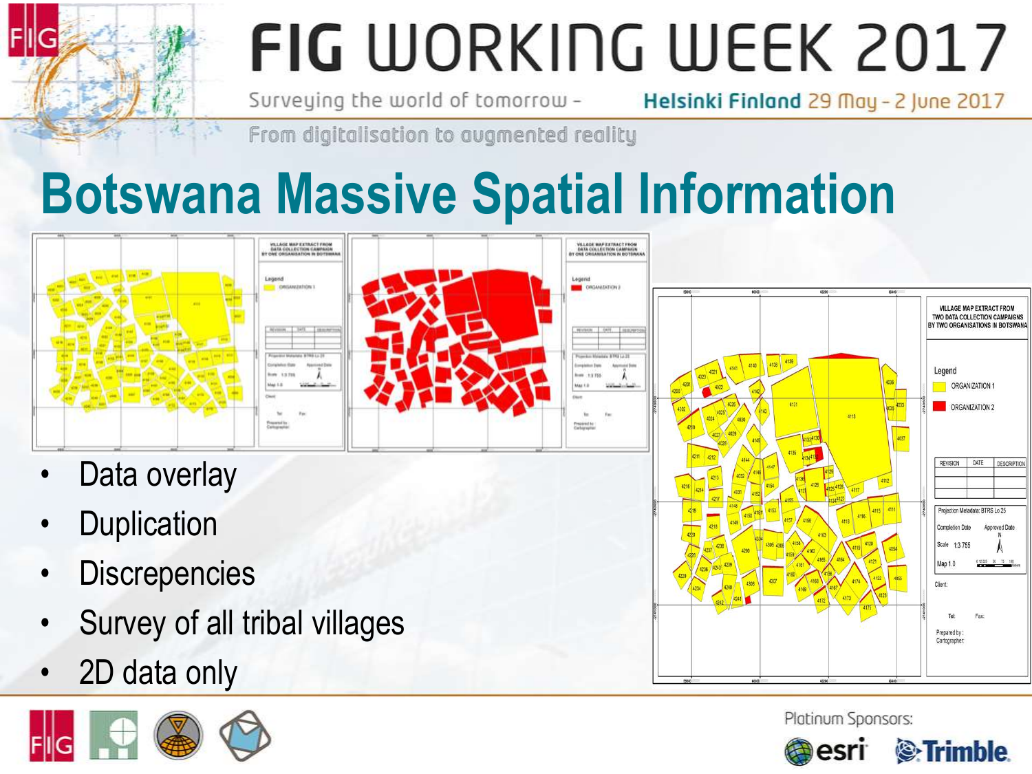# Botswana Massive Spatial Information

- Data overlay
- Duplication
- Discrepencies
- Survey of all tribal villages
- 2D data only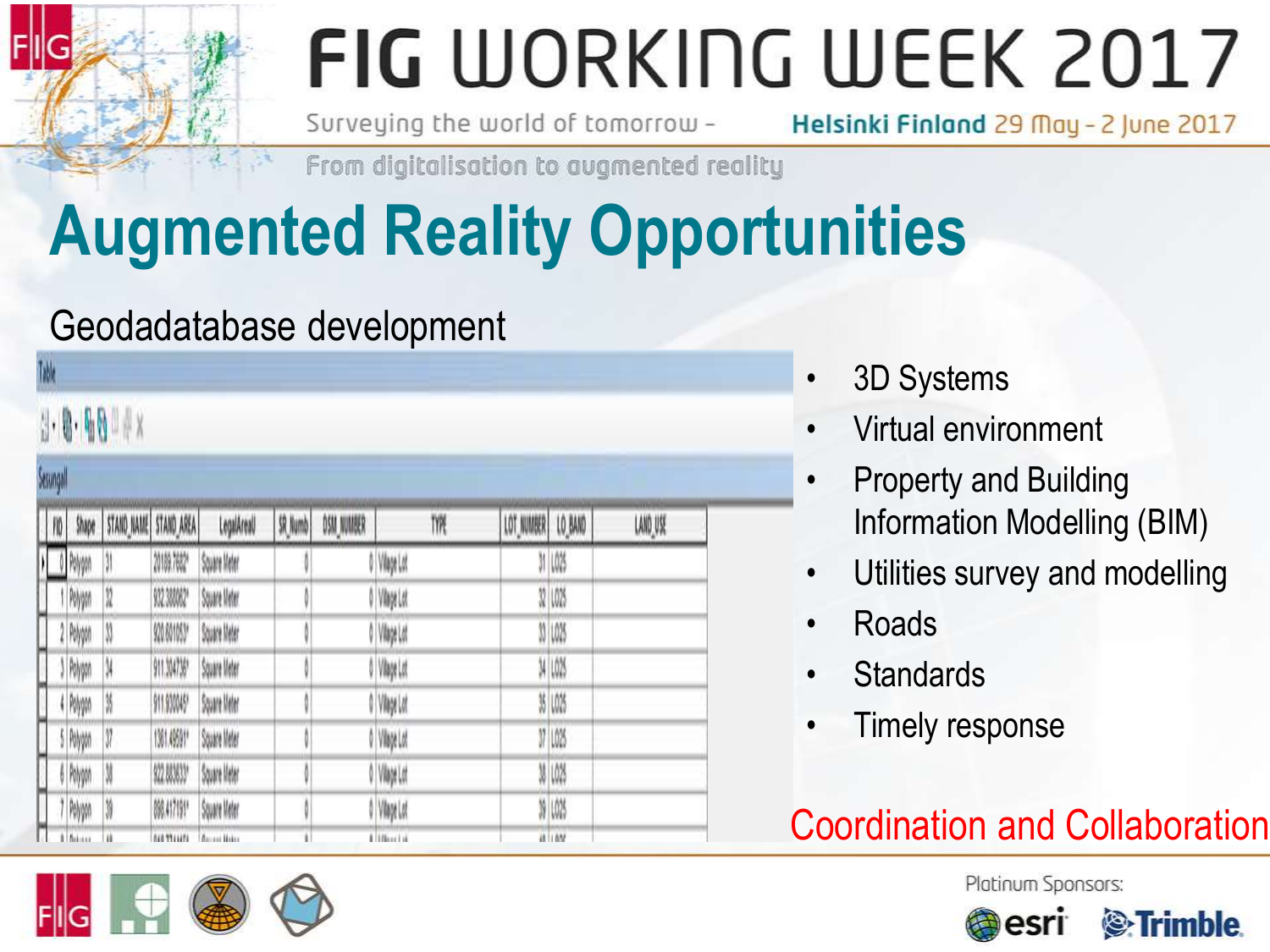# Augmented Reality Opportunities

## Geodadatabase development

Table

Sesungal

| FID | Shape | STAND_NAME | STAND_AREA | LegalAreaU | SR_Numb | DSM_NUMBER | TYPE | LOT_NUMBER | LO_BAND | LAND_USE |
|---|---|---|---|---|---|---|---|---|---|---|
| 0 | Polygon | 31 | 20169.7662* | Square Meter | 0 | 0 | Village Lot | 31 | L025 | |
| 1 | Polygon | 32 | 932.388862* | Square Meter | 0 | 0 | Village Lot | 32 | L025 | |
| 2 | Polygon | 33 | 920.601053* | Square Meter | 0 | 0 | Village Lot | 33 | L025 | |
| 3 | Polygon | 34 | 911.304736* | Square Meter | 0 | 0 | Village Lot | 34 | L025 | |
| 4 | Polygon | 35 | 911.930045* | Square Meter | 0 | 0 | Village Lot | 35 | L025 | |
| 5 | Polygon | 37 | 1361.49591* | Square Meter | 0 | 0 | Village Lot | 37 | L025 | |
| 6 | Polygon | 38 | 922.883637* | Square Meter | 0 | 0 | Village Lot | 38 | L025 | |
| 7 | Polygon | 39 | 898.417191* | Square Meter | 0 | 0 | Village Lot | 39 | L025 | |

- 3D Systems
- Virtual environment
- Property and Building Information Modelling (BIM)
- Utilities survey and modelling
- Roads
- Standards
- Timely response

Coordination and Collaboration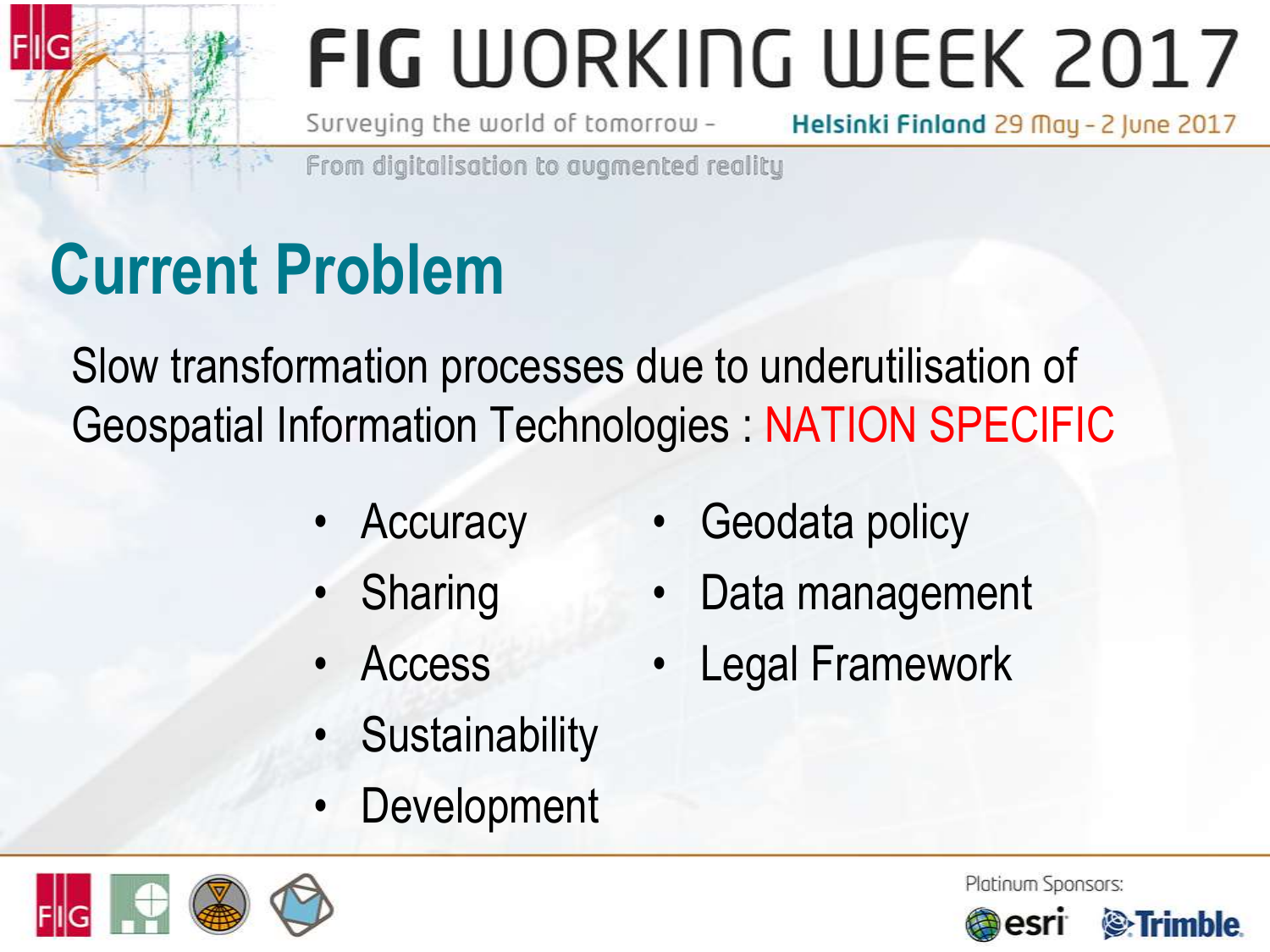# Current Problem

Slow transformation processes due to underutilisation of Geospatial Information Technologies : NATION SPECIFIC

- Accuracy
- Sharing
- Access
- Sustainability
- Development
- Geodata policy
- Data management
- Legal Framework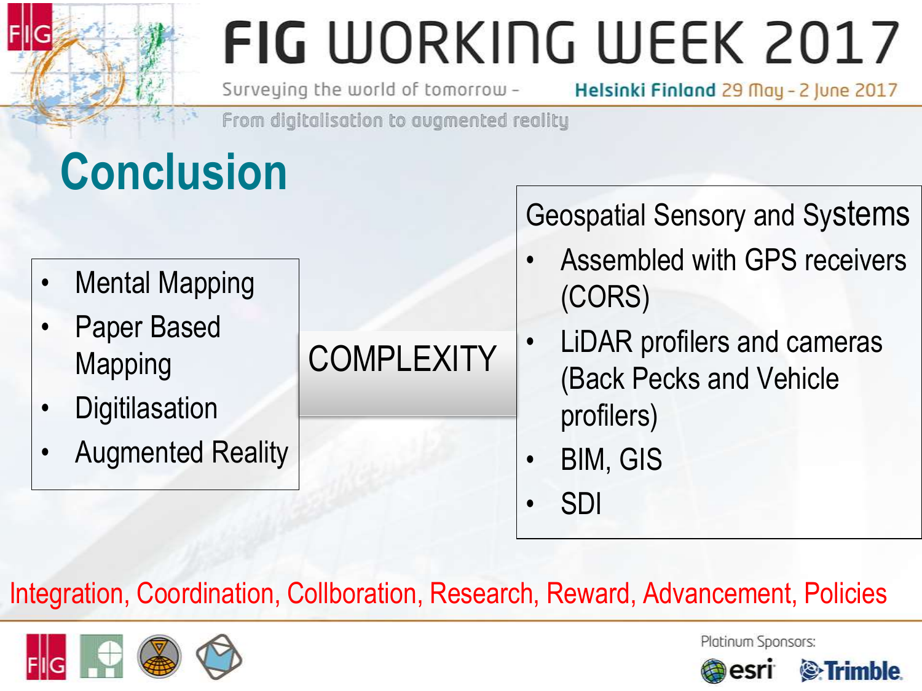# Conclusion

- Mental Mapping
- Paper Based Mapping
- Digitilasation
- Augmented Reality

COMPLEXITY

Geospatial Sensory and Systems

- Assembled with GPS receivers (CORS)
- LiDAR profilers and cameras (Back Pecks and Vehicle profilers)
- BIM, GIS
- SDI

Integration, Coordination, Collboration, Research, Reward, Advancement, Policies